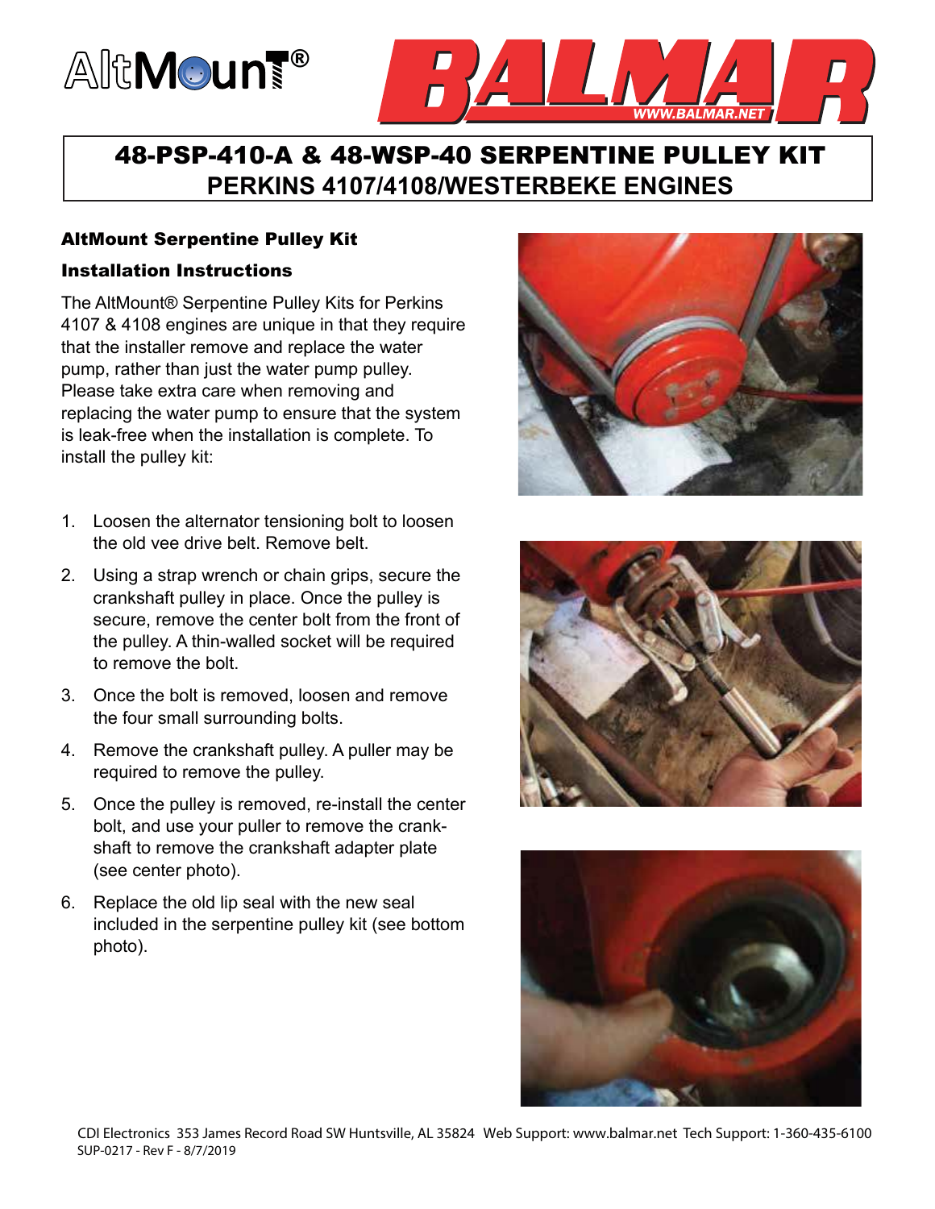# 48-PSP-410-A & 48-WSP-40 SERPENTINE PULLEY KIT

## PERKINS 4107/4108/WESTERBEKE ENGINES

### AltMount Serpentine Pulley Kit

### Installation Instructions

The AltMount® Serpentine Pulley Kits for Perkins 4107 & 4108 engines are unique in that they require that the installer remove and replace the water pump, rather than just the water pump pulley. Please take extra care when removing and replacing the water pump to ensure that the system is leak-free when the installation is complete. To install the pulley kit:

1. Loosen the alternator tensioning bolt to loosen the old vee drive belt. Remove belt.
2. Using a strap wrench or chain grips, secure the crankshaft pulley in place. Once the pulley is secure, remove the center bolt from the front of the pulley. A thin-walled socket will be required to remove the bolt.
3. Once the bolt is removed, loosen and remove the four small surrounding bolts.
4. Remove the crankshaft pulley. A puller may be required to remove the pulley.
5. Once the pulley is removed, re-install the center bolt, and use your puller to remove the crank-shaft to remove the crankshaft adapter plate (see center photo).
6. Replace the old lip seal with the new seal included in the serpentine pulley kit (see bottom photo).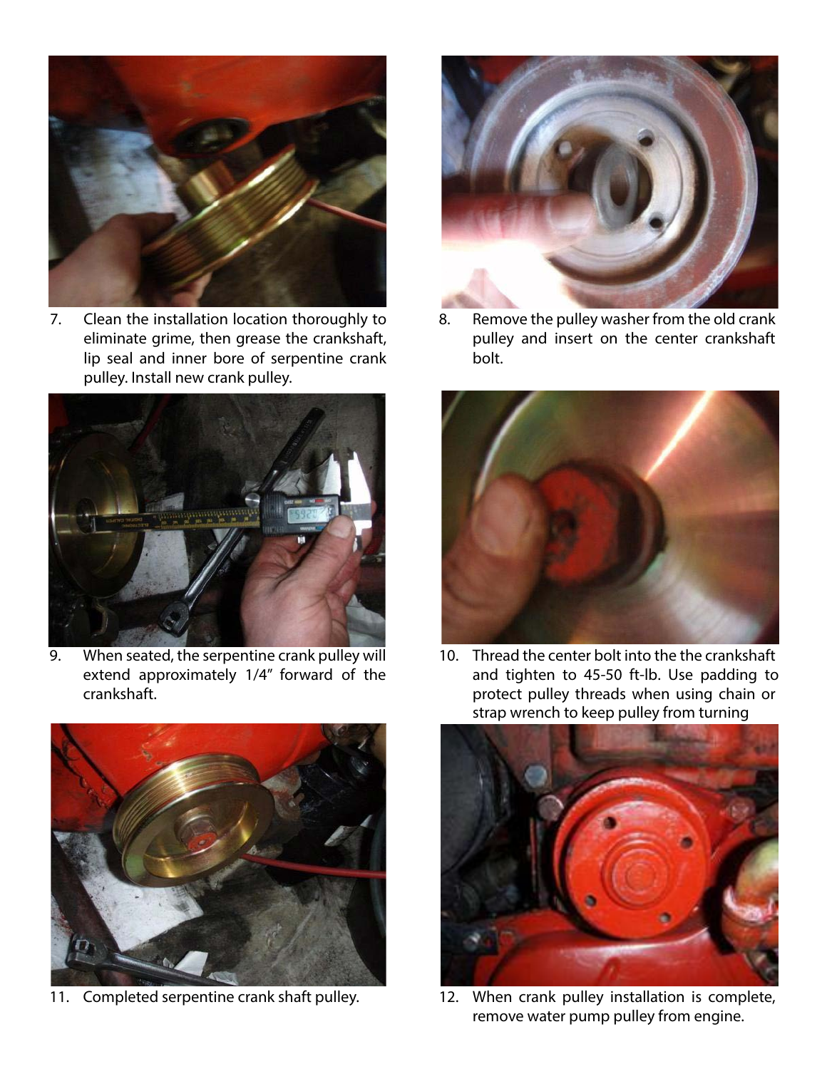7. Clean the installation location thoroughly to eliminate grime, then grease the crankshaft, lip seal and inner bore of serpentine crank pulley. Install new crank pulley.

8. Remove the pulley washer from the old crank pulley and insert on the center crankshaft bolt.

9. When seated, the serpentine crank pulley will extend approximately 1/4" forward of the crankshaft.

10. Thread the center bolt into the the crankshaft and tighten to 45-50 ft-lb. Use padding to protect pulley threads when using chain or strap wrench to keep pulley from turning

11. Completed serpentine crank shaft pulley.

12. When crank pulley installation is complete, remove water pump pulley from engine.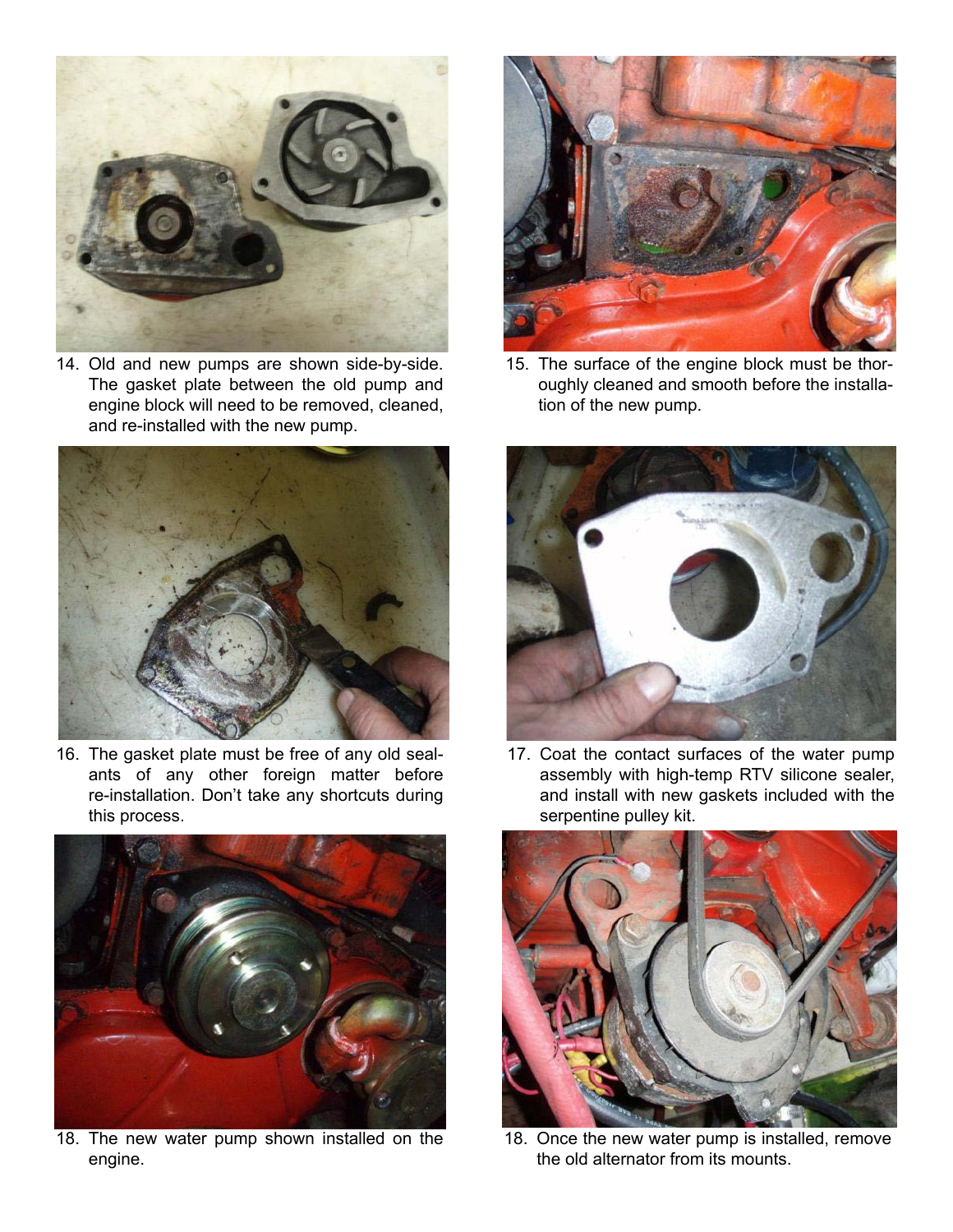14. Old and new pumps are shown side-by-side. The gasket plate between the old pump and engine block will need to be removed, cleaned, and re-installed with the new pump.

15. The surface of the engine block must be thoroughly cleaned and smooth before the installation of the new pump.

16. The gasket plate must be free of any old sealants of any other foreign matter before re-installation. Don't take any shortcuts during this process.

17. Coat the contact surfaces of the water pump assembly with high-temp RTV silicone sealer, and install with new gaskets included with the serpentine pulley kit.

18. The new water pump shown installed on the engine.

18. Once the new water pump is installed, remove the old alternator from its mounts.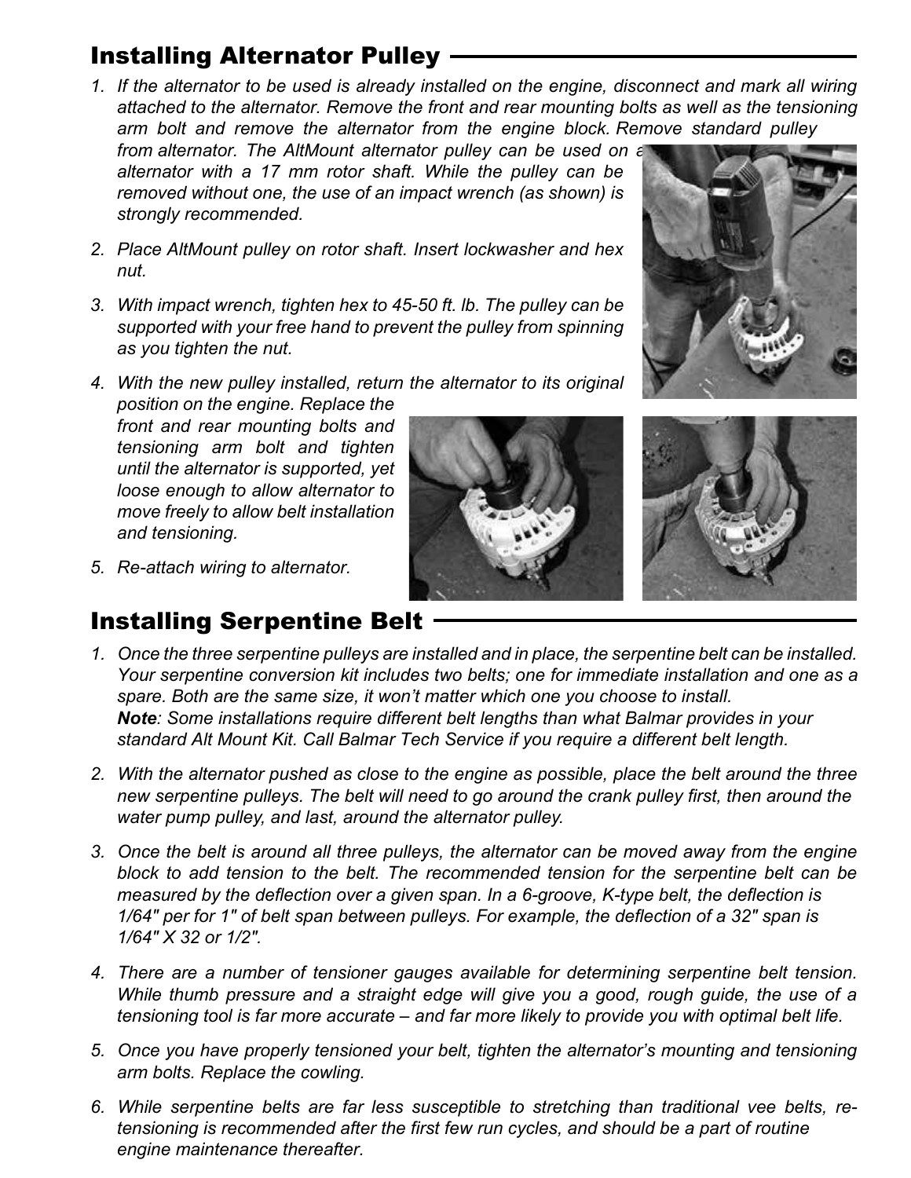## Installing Alternator Pulley

1. *If the alternator to be used is already installed on the engine, disconnect and mark all wiring attached to the alternator. Remove the front and rear mounting bolts as well as the tensioning arm bolt and remove the alternator from the engine block. Remove standard pulley from alternator. The AltMount alternator pulley can be used on a alternator with a 17 mm rotor shaft. While the pulley can be removed without one, the use of an impact wrench (as shown) is strongly recommended.*

2. *Place AltMount pulley on rotor shaft. Insert lockwasher and hex nut.*

3. *With impact wrench, tighten hex to 45-50 ft. lb. The pulley can be supported with your free hand to prevent the pulley from spinning as you tighten the nut.*

4. *With the new pulley installed, return the alternator to its original position on the engine. Replace the front and rear mounting bolts and tensioning arm bolt and tighten until the alternator is supported, yet loose enough to allow alternator to move freely to allow belt installation and tensioning.*

5. *Re-attach wiring to alternator.*

## Installing Serpentine Belt

1. *Once the three serpentine pulleys are installed and in place, the serpentine belt can be installed. Your serpentine conversion kit includes two belts; one for immediate installation and one as a spare. Both are the same size, it won't matter which one you choose to install.*
   ***Note**: Some installations require different belt lengths than what Balmar provides in your standard Alt Mount Kit. Call Balmar Tech Service if you require a different belt length.*

2. *With the alternator pushed as close to the engine as possible, place the belt around the three new serpentine pulleys. The belt will need to go around the crank pulley first, then around the water pump pulley, and last, around the alternator pulley.*

3. *Once the belt is around all three pulleys, the alternator can be moved away from the engine block to add tension to the belt. The recommended tension for the serpentine belt can be measured by the deflection over a given span. In a 6-groove, K-type belt, the deflection is 1/64" per for 1" of belt span between pulleys. For example, the deflection of a 32" span is 1/64" X 32 or 1/2".*

4. *There are a number of tensioner gauges available for determining serpentine belt tension. While thumb pressure and a straight edge will give you a good, rough guide, the use of a tensioning tool is far more accurate – and far more likely to provide you with optimal belt life.*

5. *Once you have properly tensioned your belt, tighten the alternator's mounting and tensioning arm bolts. Replace the cowling.*

6. *While serpentine belts are far less susceptible to stretching than traditional vee belts, re-tensioning is recommended after the first few run cycles, and should be a part of routine engine maintenance thereafter.*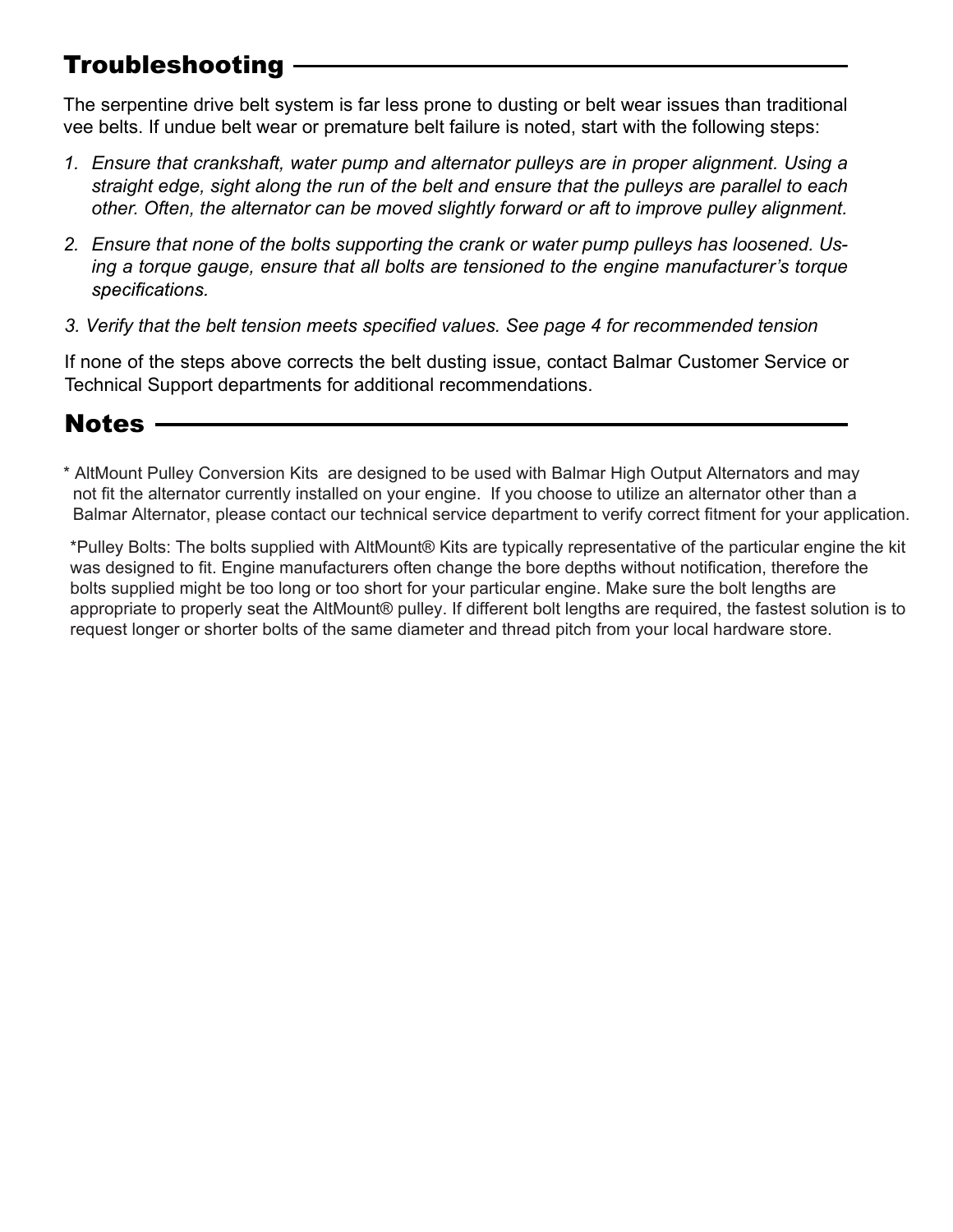## Troubleshooting

The serpentine drive belt system is far less prone to dusting or belt wear issues than traditional vee belts. If undue belt wear or premature belt failure is noted, start with the following steps:

1. *Ensure that crankshaft, water pump and alternator pulleys are in proper alignment. Using a straight edge, sight along the run of the belt and ensure that the pulleys are parallel to each other. Often, the alternator can be moved slightly forward or aft to improve pulley alignment.*
2. *Ensure that none of the bolts supporting the crank or water pump pulleys has loosened. Using a torque gauge, ensure that all bolts are tensioned to the engine manufacturer's torque specifications.*
3. *Verify that the belt tension meets specified values. See page 4 for recommended tension*

If none of the steps above corrects the belt dusting issue, contact Balmar Customer Service or Technical Support departments for additional recommendations.

## Notes

* AltMount Pulley Conversion Kits are designed to be used with Balmar High Output Alternators and may not fit the alternator currently installed on your engine. If you choose to utilize an alternator other than a Balmar Alternator, please contact our technical service department to verify correct fitment for your application.

*Pulley Bolts: The bolts supplied with AltMount® Kits are typically representative of the particular engine the kit was designed to fit. Engine manufacturers often change the bore depths without notification, therefore the bolts supplied might be too long or too short for your particular engine. Make sure the bolt lengths are appropriate to properly seat the AltMount® pulley. If different bolt lengths are required, the fastest solution is to request longer or shorter bolts of the same diameter and thread pitch from your local hardware store.